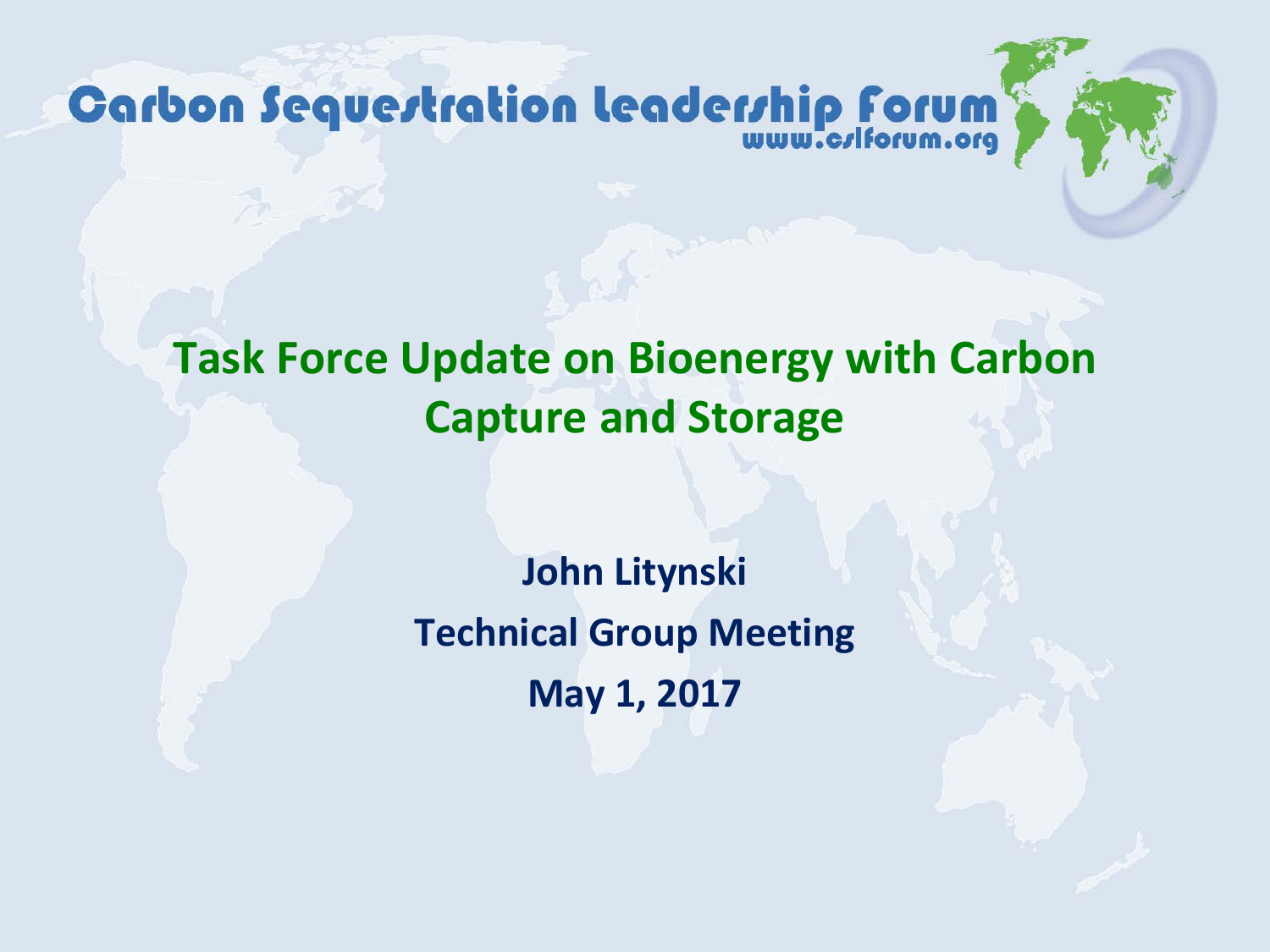Carbon Sequestration Leadership Forum
www.cslforum.org

# Task Force Update on Bioenergy with Carbon Capture and Storage

**John Litynski**

**Technical Group Meeting**

**May 1, 2017**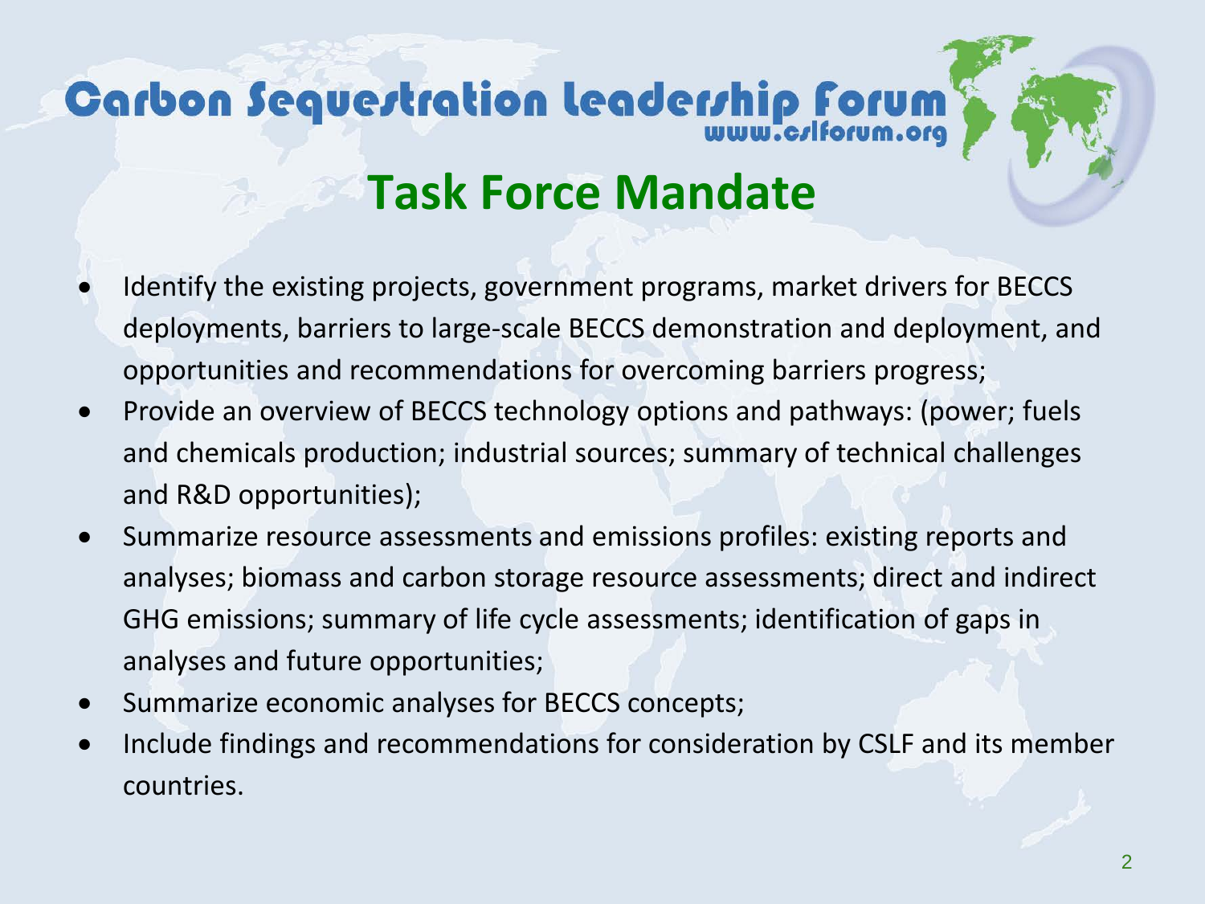Carbon Sequestration Leadership Forum
www.cslforum.org

# Task Force Mandate

- Identify the existing projects, government programs, market drivers for BECCS deployments, barriers to large-scale BECCS demonstration and deployment, and opportunities and recommendations for overcoming barriers progress;
- Provide an overview of BECCS technology options and pathways: (power; fuels and chemicals production; industrial sources; summary of technical challenges and R&D opportunities);
- Summarize resource assessments and emissions profiles: existing reports and analyses; biomass and carbon storage resource assessments; direct and indirect GHG emissions; summary of life cycle assessments; identification of gaps in analyses and future opportunities;
- Summarize economic analyses for BECCS concepts;
- Include findings and recommendations for consideration by CSLF and its member countries.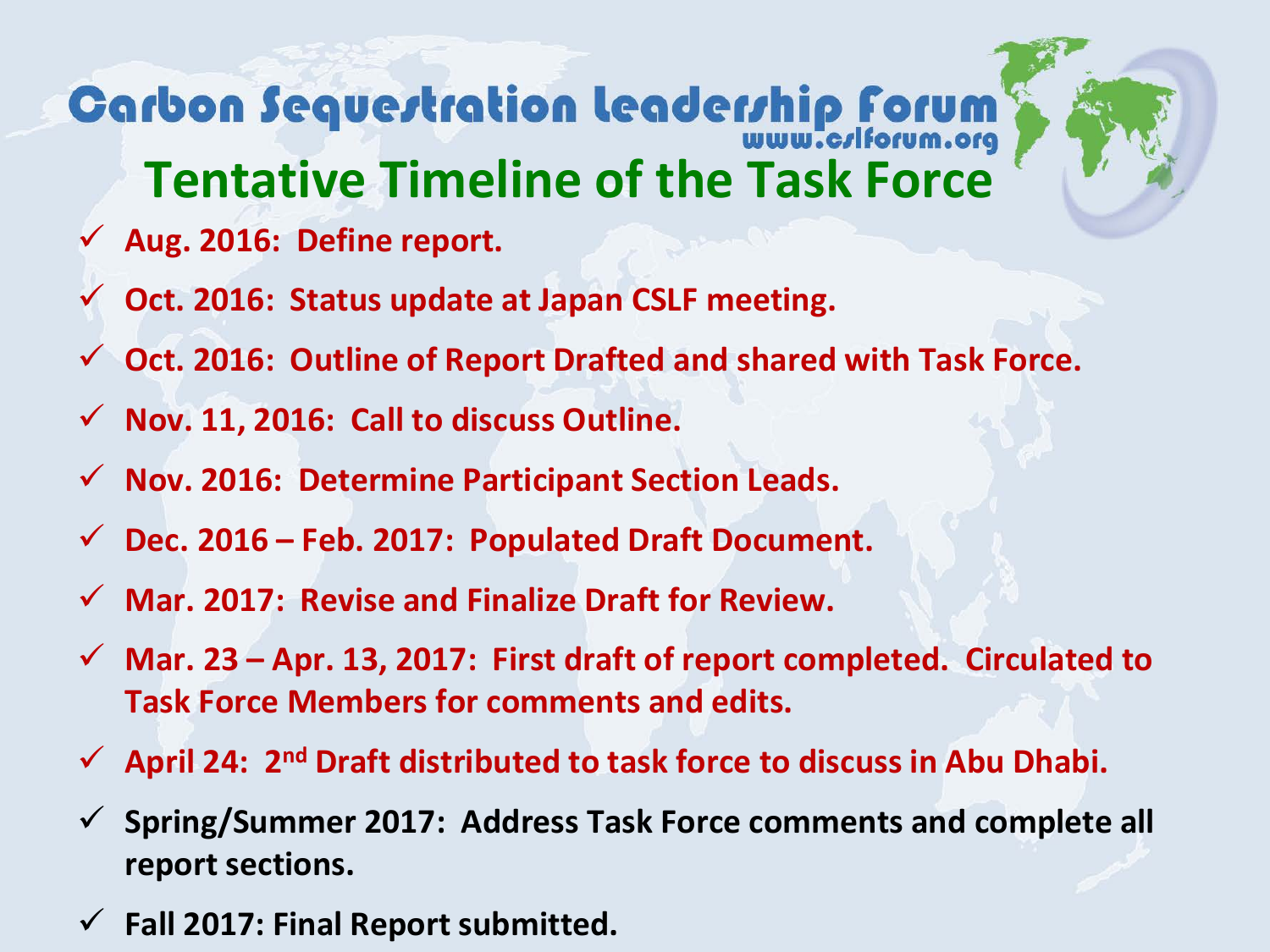# Carbon Sequestration Leadership Forum

www.cslforum.org

## Tentative Timeline of the Task Force

- ✓ **Aug. 2016: Define report.**
- ✓ **Oct. 2016: Status update at Japan CSLF meeting.**
- ✓ **Oct. 2016: Outline of Report Drafted and shared with Task Force.**
- ✓ **Nov. 11, 2016: Call to discuss Outline.**
- ✓ **Nov. 2016: Determine Participant Section Leads.**
- ✓ **Dec. 2016 – Feb. 2017: Populated Draft Document.**
- ✓ **Mar. 2017: Revise and Finalize Draft for Review.**
- ✓ **Mar. 23 – Apr. 13, 2017: First draft of report completed. Circulated to Task Force Members for comments and edits.**
- ✓ **April 24: 2nd Draft distributed to task force to discuss in Abu Dhabi.**
- ✓ **Spring/Summer 2017: Address Task Force comments and complete all report sections.**
- ✓ **Fall 2017: Final Report submitted.**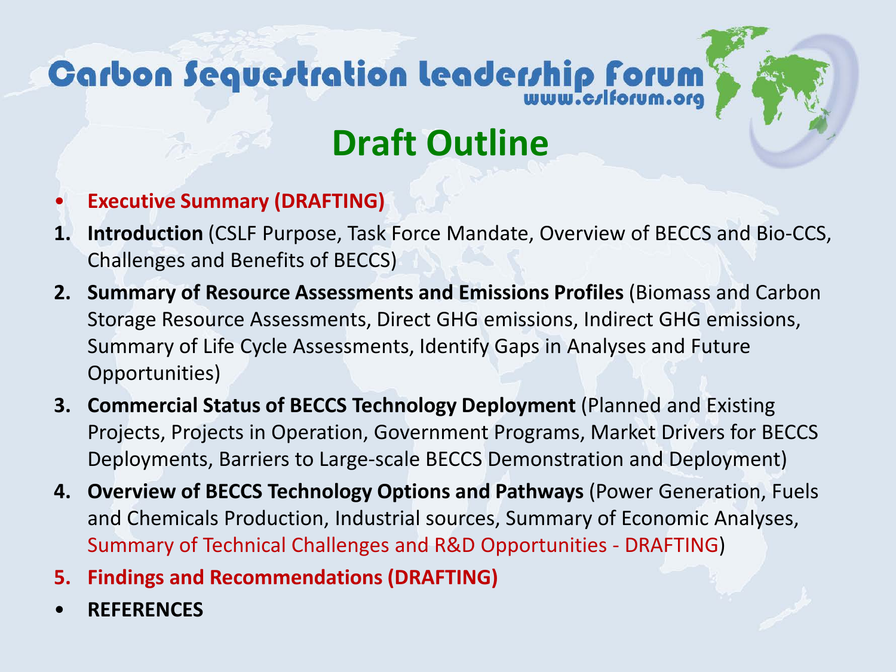# Carbon Sequestration Leadership Forum

www.cslforum.org

## Draft Outline

- **Executive Summary (DRAFTING)**

1. **Introduction** (CSLF Purpose, Task Force Mandate, Overview of BECCS and Bio-CCS, Challenges and Benefits of BECCS)
2. **Summary of Resource Assessments and Emissions Profiles** (Biomass and Carbon Storage Resource Assessments, Direct GHG emissions, Indirect GHG emissions, Summary of Life Cycle Assessments, Identify Gaps in Analyses and Future Opportunities)
3. **Commercial Status of BECCS Technology Deployment** (Planned and Existing Projects, Projects in Operation, Government Programs, Market Drivers for BECCS Deployments, Barriers to Large-scale BECCS Demonstration and Deployment)
4. **Overview of BECCS Technology Options and Pathways** (Power Generation, Fuels and Chemicals Production, Industrial sources, Summary of Economic Analyses, Summary of Technical Challenges and R&D Opportunities - DRAFTING)
5. **Findings and Recommendations (DRAFTING)**

- **REFERENCES**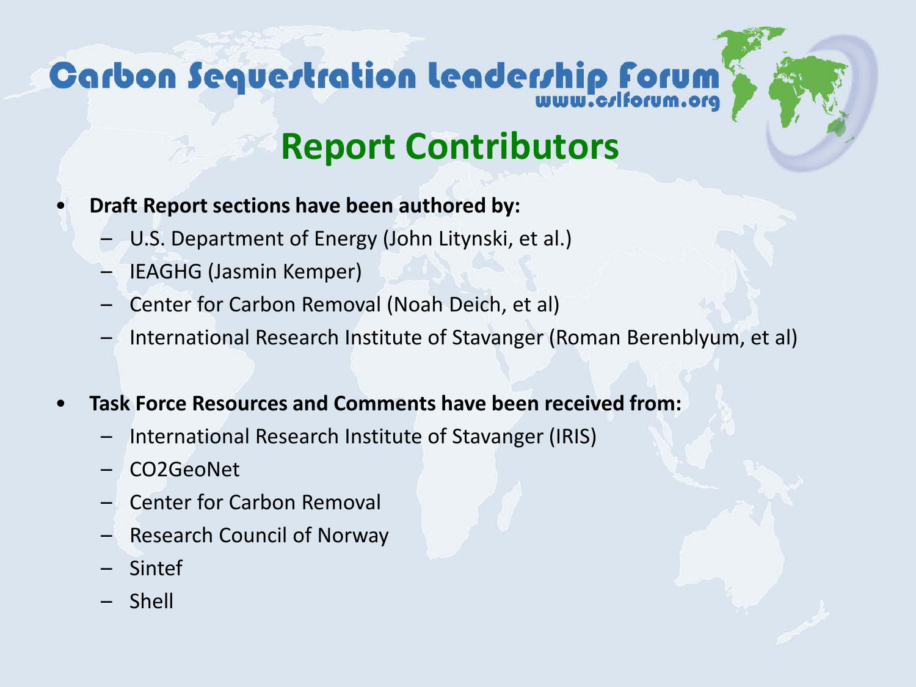# Carbon Sequestration Leadership Forum

www.cslforum.org

## Report Contributors

- **Draft Report sections have been authored by:**
  - U.S. Department of Energy (John Litynski, et al.)
  - IEAGHG (Jasmin Kemper)
  - Center for Carbon Removal (Noah Deich, et al)
  - International Research Institute of Stavanger (Roman Berenblyum, et al)

- **Task Force Resources and Comments have been received from:**
  - International Research Institute of Stavanger (IRIS)
  - CO2GeoNet
  - Center for Carbon Removal
  - Research Council of Norway
  - Sintef
  - Shell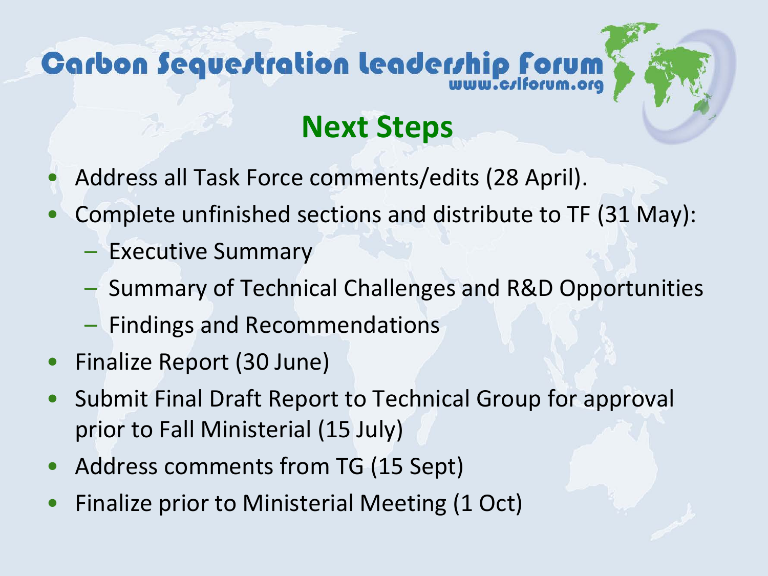# Carbon Sequestration Leadership Forum

www.cslforum.org

## Next Steps

- Address all Task Force comments/edits (28 April).
- Complete unfinished sections and distribute to TF (31 May):
  - Executive Summary
  - Summary of Technical Challenges and R&D Opportunities
  - Findings and Recommendations
- Finalize Report (30 June)
- Submit Final Draft Report to Technical Group for approval prior to Fall Ministerial (15 July)
- Address comments from TG (15 Sept)
- Finalize prior to Ministerial Meeting (1 Oct)